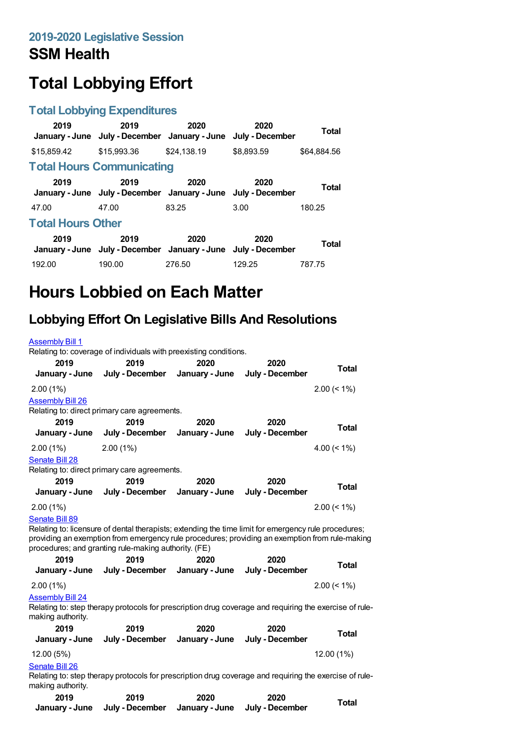## 2019-2020 Legislative Session

# SSM Health

# Total Lobbying Effort

### Total Lobbying Expenditures

| 2019 January - June | 2019 July - December | 2020 January - June | 2020 July - December | Total |
|---|---|---|---|---|
| $15,859.42 | $15,993.36 | $24,138.19 | $8,893.59 | $64,884.56 |

### Total Hours Communicating

| 2019 January - June | 2019 July - December | 2020 January - June | 2020 July - December | Total |
|---|---|---|---|---|
| 47.00 | 47.00 | 83.25 | 3.00 | 180.25 |

### Total Hours Other

| 2019 January - June | 2019 July - December | 2020 January - June | 2020 July - December | Total |
|---|---|---|---|---|
| 192.00 | 190.00 | 276.50 | 129.25 | 787.75 |

# Hours Lobbied on Each Matter

## Lobbying Effort On Legislative Bills And Resolutions

Assembly Bill 1

Relating to: coverage of individuals with preexisting conditions.

| 2019 January - June | 2019 July - December | 2020 January - June | 2020 July - December | Total |
|---|---|---|---|---|
| 2.00 (1%) | | | | 2.00 (< 1%) |

Assembly Bill 26

Relating to: direct primary care agreements.

| 2019 January - June | 2019 July - December | 2020 January - June | 2020 July - December | Total |
|---|---|---|---|---|
| 2.00 (1%) | 2.00 (1%) | | | 4.00 (< 1%) |

Senate Bill 28

Relating to: direct primary care agreements.

| 2019 January - June | 2019 July - December | 2020 January - June | 2020 July - December | Total |
|---|---|---|---|---|
| 2.00 (1%) | | | | 2.00 (< 1%) |

Senate Bill 89

Relating to: licensure of dental therapists; extending the time limit for emergency rule procedures; providing an exemption from emergency rule procedures; providing an exemption from rule-making procedures; and granting rule-making authority. (FE)

| 2019 January - June | 2019 July - December | 2020 January - June | 2020 July - December | Total |
|---|---|---|---|---|
| 2.00 (1%) | | | | 2.00 (< 1%) |

Assembly Bill 24

Relating to: step therapy protocols for prescription drug coverage and requiring the exercise of rule-making authority.

| 2019 January - June | 2019 July - December | 2020 January - June | 2020 July - December | Total |
|---|---|---|---|---|
| 12.00 (5%) | | | | 12.00 (1%) |

Senate Bill 26

Relating to: step therapy protocols for prescription drug coverage and requiring the exercise of rule-making authority.

| 2019 January - June | 2019 July - December | 2020 January - June | 2020 July - December | Total |
|---|---|---|---|---|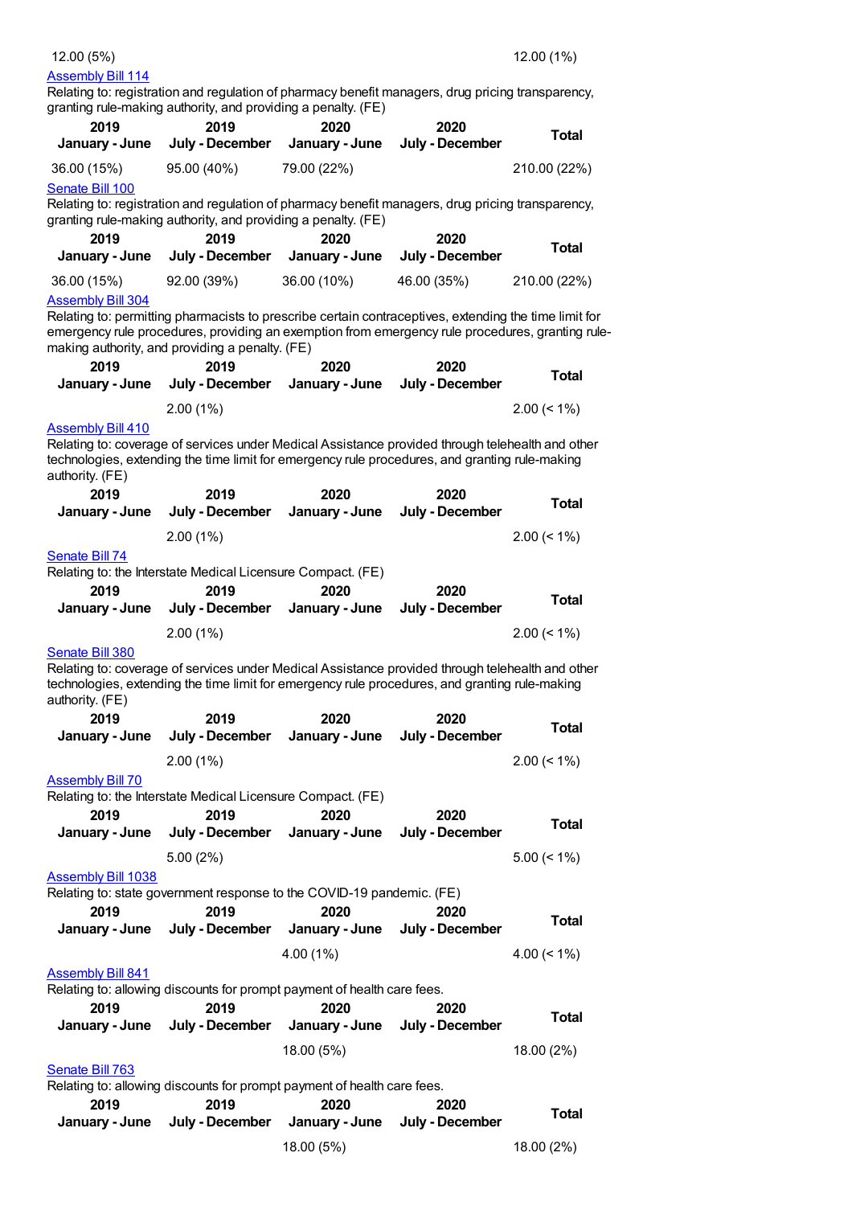| 2019 January - June | 2019 July - December | 2020 January - June | 2020 July - December | Total |
|---|---|---|---|---|
| 12.00 (5%) | | | | 12.00 (1%) |

Assembly Bill 114

Relating to: registration and regulation of pharmacy benefit managers, drug pricing transparency, granting rule-making authority, and providing a penalty. (FE)

| 2019 January - June | 2019 July - December | 2020 January - June | 2020 July - December | Total |
|---|---|---|---|---|
| 36.00 (15%) | 95.00 (40%) | 79.00 (22%) | | 210.00 (22%) |

Senate Bill 100

Relating to: registration and regulation of pharmacy benefit managers, drug pricing transparency, granting rule-making authority, and providing a penalty. (FE)

| 2019 January - June | 2019 July - December | 2020 January - June | 2020 July - December | Total |
|---|---|---|---|---|
| 36.00 (15%) | 92.00 (39%) | 36.00 (10%) | 46.00 (35%) | 210.00 (22%) |

Assembly Bill 304

Relating to: permitting pharmacists to prescribe certain contraceptives, extending the time limit for emergency rule procedures, providing an exemption from emergency rule procedures, granting rule-making authority, and providing a penalty. (FE)

| 2019 January - June | 2019 July - December | 2020 January - June | 2020 July - December | Total |
|---|---|---|---|---|
| | 2.00 (1%) | | | 2.00 (< 1%) |

Assembly Bill 410

Relating to: coverage of services under Medical Assistance provided through telehealth and other technologies, extending the time limit for emergency rule procedures, and granting rule-making authority. (FE)

| 2019 January - June | 2019 July - December | 2020 January - June | 2020 July - December | Total |
|---|---|---|---|---|
| | 2.00 (1%) | | | 2.00 (< 1%) |

Senate Bill 74

Relating to: the Interstate Medical Licensure Compact. (FE)

| 2019 January - June | 2019 July - December | 2020 January - June | 2020 July - December | Total |
|---|---|---|---|---|
| | 2.00 (1%) | | | 2.00 (< 1%) |

Senate Bill 380

Relating to: coverage of services under Medical Assistance provided through telehealth and other technologies, extending the time limit for emergency rule procedures, and granting rule-making authority. (FE)

| 2019 January - June | 2019 July - December | 2020 January - June | 2020 July - December | Total |
|---|---|---|---|---|
| | 2.00 (1%) | | | 2.00 (< 1%) |

Assembly Bill 70

Relating to: the Interstate Medical Licensure Compact. (FE)

| 2019 January - June | 2019 July - December | 2020 January - June | 2020 July - December | Total |
|---|---|---|---|---|
| | 5.00 (2%) | | | 5.00 (< 1%) |

Assembly Bill 1038

Relating to: state government response to the COVID-19 pandemic. (FE)

| 2019 January - June | 2019 July - December | 2020 January - June | 2020 July - December | Total |
|---|---|---|---|---|
| | | 4.00 (1%) | | 4.00 (< 1%) |

Assembly Bill 841

Relating to: allowing discounts for prompt payment of health care fees.

| 2019 January - June | 2019 July - December | 2020 January - June | 2020 July - December | Total |
|---|---|---|---|---|
| | | 18.00 (5%) | | 18.00 (2%) |

Senate Bill 763

Relating to: allowing discounts for prompt payment of health care fees.

| 2019 January - June | 2019 July - December | 2020 January - June | 2020 July - December | Total |
|---|---|---|---|---|
| | | 18.00 (5%) | | 18.00 (2%) |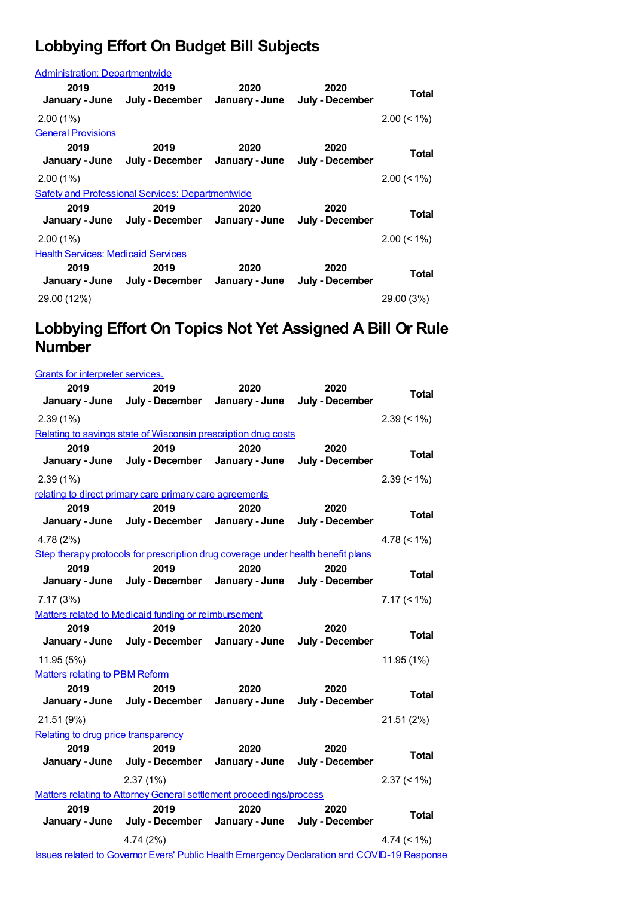## Lobbying Effort On Budget Bill Subjects

Administration: Departmentwide

| 2019 January - June | 2019 July - December | 2020 January - June | 2020 July - December | Total |
|---|---|---|---|---|
| 2.00 (1%) | | | | 2.00 (< 1%) |

General Provisions

| 2019 January - June | 2019 July - December | 2020 January - June | 2020 July - December | Total |
|---|---|---|---|---|
| 2.00 (1%) | | | | 2.00 (< 1%) |

Safety and Professional Services: Departmentwide

| 2019 January - June | 2019 July - December | 2020 January - June | 2020 July - December | Total |
|---|---|---|---|---|
| 2.00 (1%) | | | | 2.00 (< 1%) |

Health Services: Medicaid Services

| 2019 January - June | 2019 July - December | 2020 January - June | 2020 July - December | Total |
|---|---|---|---|---|
| 29.00 (12%) | | | | 29.00 (3%) |

## Lobbying Effort On Topics Not Yet Assigned A Bill Or Rule Number

Grants for interpreter services.

| 2019 January - June | 2019 July - December | 2020 January - June | 2020 July - December | Total |
|---|---|---|---|---|
| 2.39 (1%) | | | | 2.39 (< 1%) |

Relating to savings state of Wisconsin prescription drug costs

| 2019 January - June | 2019 July - December | 2020 January - June | 2020 July - December | Total |
|---|---|---|---|---|
| 2.39 (1%) | | | | 2.39 (< 1%) |

relating to direct primary care primary care agreements

| 2019 January - June | 2019 July - December | 2020 January - June | 2020 July - December | Total |
|---|---|---|---|---|
| 4.78 (2%) | | | | 4.78 (< 1%) |

Step therapy protocols for prescription drug coverage under health benefit plans

| 2019 January - June | 2019 July - December | 2020 January - June | 2020 July - December | Total |
|---|---|---|---|---|
| 7.17 (3%) | | | | 7.17 (< 1%) |

Matters related to Medicaid funding or reimbursement

| 2019 January - June | 2019 July - December | 2020 January - June | 2020 July - December | Total |
|---|---|---|---|---|
| 11.95 (5%) | | | | 11.95 (1%) |

Matters relating to PBM Reform

| 2019 January - June | 2019 July - December | 2020 January - June | 2020 July - December | Total |
|---|---|---|---|---|
| 21.51 (9%) | | | | 21.51 (2%) |

Relating to drug price transparency

| 2019 January - June | 2019 July - December | 2020 January - June | 2020 July - December | Total |
|---|---|---|---|---|
| | 2.37 (1%) | | | 2.37 (< 1%) |

Matters relating to Attorney General settlement proceedings/process

| 2019 January - June | 2019 July - December | 2020 January - June | 2020 July - December | Total |
|---|---|---|---|---|
| | 4.74 (2%) | | | 4.74 (< 1%) |

Issues related to Governor Evers' Public Health Emergency Declaration and COVID-19 Response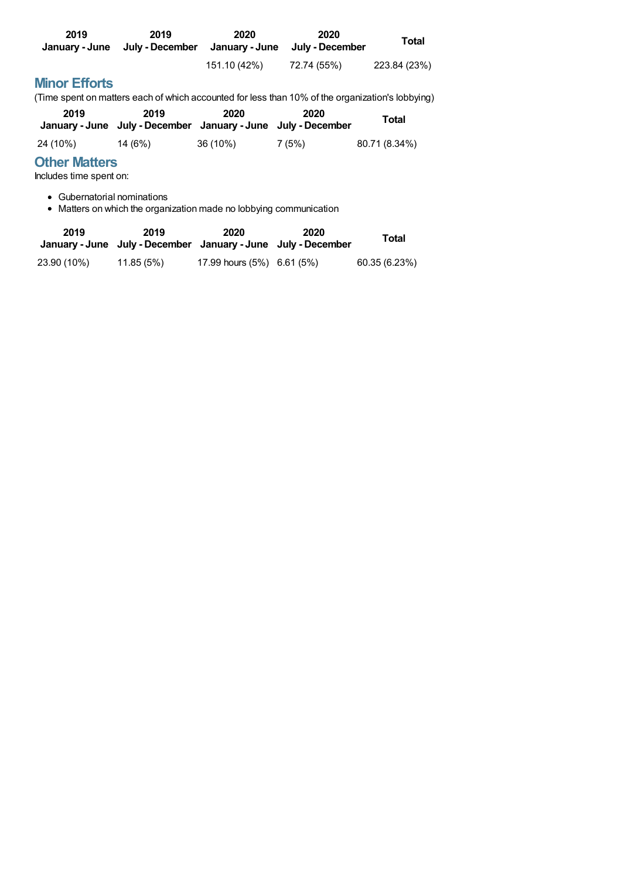| 2019 January - June | 2019 July - December | 2020 January - June | 2020 July - December | Total |
|---|---|---|---|---|
| | | 151.10 (42%) | 72.74 (55%) | 223.84 (23%) |

## Minor Efforts

(Time spent on matters each of which accounted for less than 10% of the organization's lobbying)

| 2019 January - June | 2019 July - December | 2020 January - June | 2020 July - December | Total |
|---|---|---|---|---|
| 24 (10%) | 14 (6%) | 36 (10%) | 7 (5%) | 80.71 (8.34%) |

## Other Matters

Includes time spent on:

- Gubernatorial nominations
- Matters on which the organization made no lobbying communication

| 2019 January - June | 2019 July - December | 2020 January - June | 2020 July - December | Total |
|---|---|---|---|---|
| 23.90 (10%) | 11.85 (5%) | 17.99 hours (5%) | 6.61 (5%) | 60.35 (6.23%) |